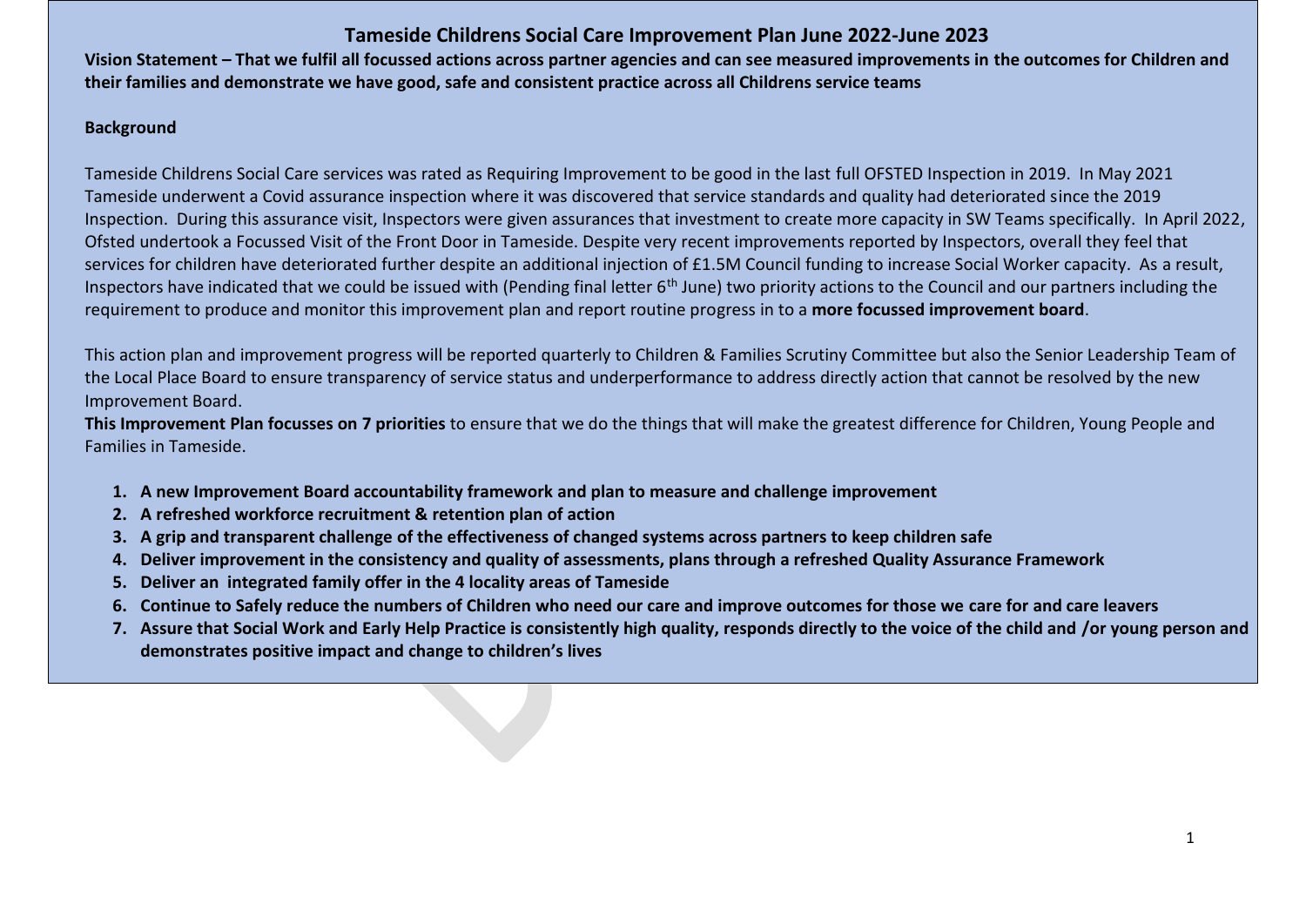# Tameside Childrens Social Care Improvement Plan June 2022-June 2023

**Vision Statement – That we fulfil all focussed actions across partner agencies and can see measured improvements in the outcomes for Children and their families and demonstrate we have good, safe and consistent practice across all Childrens service teams**

**Background**

Tameside Childrens Social Care services was rated as Requiring Improvement to be good in the last full OFSTED Inspection in 2019. In May 2021 Tameside underwent a Covid assurance inspection where it was discovered that service standards and quality had deteriorated since the 2019 Inspection. During this assurance visit, Inspectors were given assurances that investment to create more capacity in SW Teams specifically. In April 2022, Ofsted undertook a Focussed Visit of the Front Door in Tameside. Despite very recent improvements reported by Inspectors, overall they feel that services for children have deteriorated further despite an additional injection of £1.5M Council funding to increase Social Worker capacity. As a result, Inspectors have indicated that we could be issued with (Pending final letter 6th June) two priority actions to the Council and our partners including the requirement to produce and monitor this improvement plan and report routine progress in to a **more focussed improvement board**.

This action plan and improvement progress will be reported quarterly to Children & Families Scrutiny Committee but also the Senior Leadership Team of the Local Place Board to ensure transparency of service status and underperformance to address directly action that cannot be resolved by the new Improvement Board.

**This Improvement Plan focusses on 7 priorities** to ensure that we do the things that will make the greatest difference for Children, Young People and Families in Tameside.

1. **A new Improvement Board accountability framework and plan to measure and challenge improvement**
2. **A refreshed workforce recruitment & retention plan of action**
3. **A grip and transparent challenge of the effectiveness of changed systems across partners to keep children safe**
4. **Deliver improvement in the consistency and quality of assessments, plans through a refreshed Quality Assurance Framework**
5. **Deliver an integrated family offer in the 4 locality areas of Tameside**
6. **Continue to Safely reduce the numbers of Children who need our care and improve outcomes for those we care for and care leavers**
7. **Assure that Social Work and Early Help Practice is consistently high quality, responds directly to the voice of the child and /or young person and demonstrates positive impact and change to children's lives**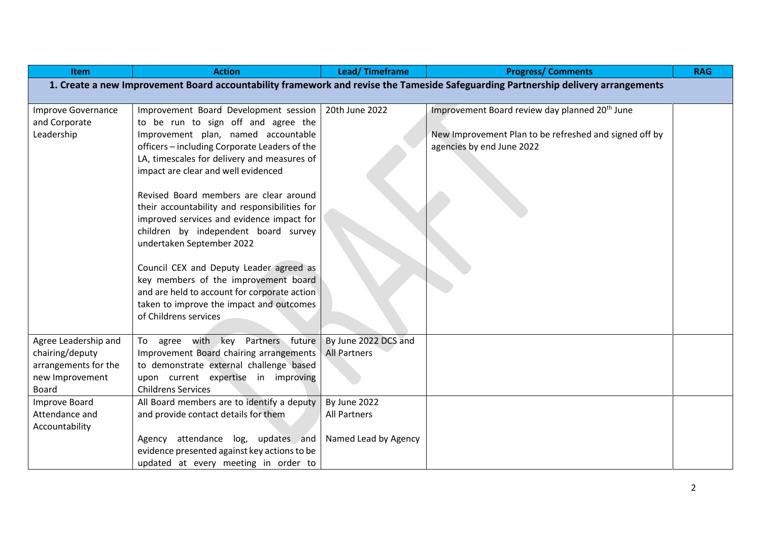| Item | Action | Lead/ Timeframe | Progress/ Comments | RAG |
|---|---|---|---|---|
| **1. Create a new Improvement Board accountability framework and revise the Tameside Safeguarding Partnership delivery arrangements** | | | | |
| Improve Governance and Corporate Leadership | Improvement Board Development session to be run to sign off and agree the Improvement plan, named accountable officers – including Corporate Leaders of the LA, timescales for delivery and measures of impact are clear and well evidenced<br><br>Revised Board members are clear around their accountability and responsibilities for improved services and evidence impact for children by independent board survey undertaken September 2022<br><br>Council CEX and Deputy Leader agreed as key members of the improvement board and are held to account for corporate action taken to improve the impact and outcomes of Childrens services | 20th June 2022 | Improvement Board review day planned 20th June<br><br>New Improvement Plan to be refreshed and signed off by agencies by end June 2022 | |
| Agree Leadership and chairing/deputy arrangements for the new Improvement Board | To agree with key Partners future Improvement Board chairing arrangements to demonstrate external challenge based upon current expertise in improving Childrens Services | By June 2022 DCS and All Partners | | |
| Improve Board Attendance and Accountability | All Board members are to identify a deputy and provide contact details for them<br><br>Agency attendance log, updates and evidence presented against key actions to be updated at every meeting in order to | By June 2022<br>All Partners<br><br>Named Lead by Agency | | |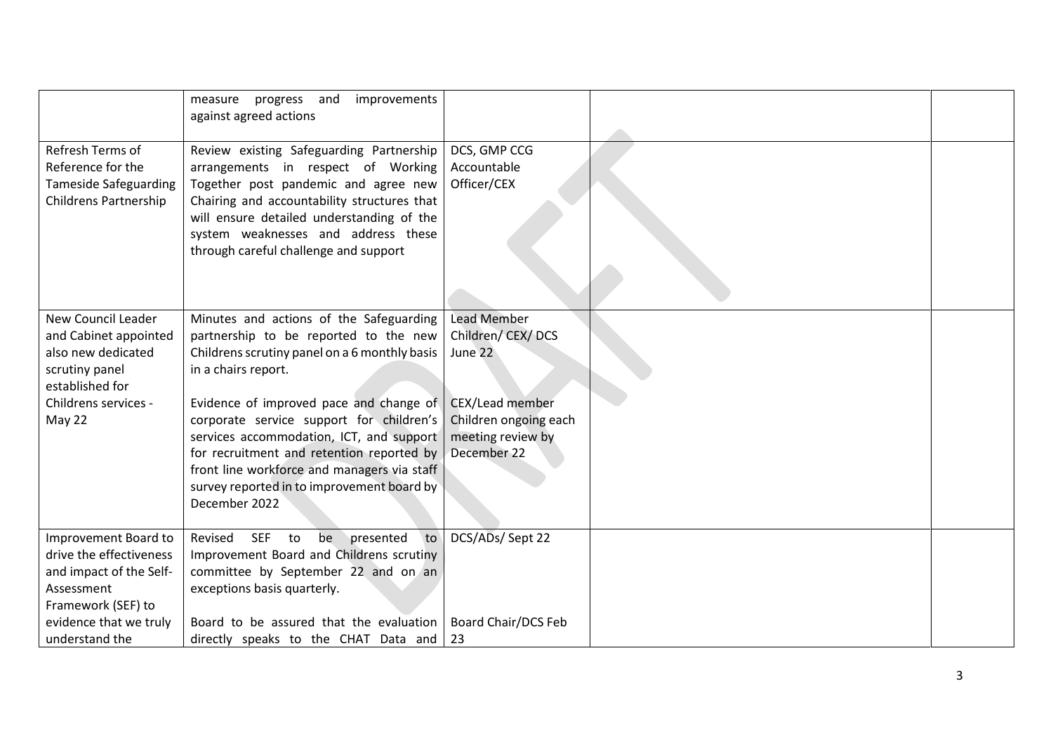| | | | | |
|---|---|---|---|---|
| | measure progress and improvements against agreed actions | | | |
| Refresh Terms of Reference for the Tameside Safeguarding Childrens Partnership | Review existing Safeguarding Partnership arrangements in respect of Working Together post pandemic and agree new Chairing and accountability structures that will ensure detailed understanding of the system weaknesses and address these through careful challenge and support | DCS, GMP CCG Accountable Officer/CEX | | |
| New Council Leader and Cabinet appointed also new dedicated scrutiny panel established for Childrens services - May 22 | Minutes and actions of the Safeguarding partnership to be reported to the new Childrens scrutiny panel on a 6 monthly basis in a chairs report.<br><br>Evidence of improved pace and change of corporate service support for children's services accommodation, ICT, and support for recruitment and retention reported by front line workforce and managers via staff survey reported in to improvement board by December 2022 | Lead Member Children/ CEX/ DCS June 22<br><br>CEX/Lead member Children ongoing each meeting review by December 22 | | |
| Improvement Board to drive the effectiveness and impact of the Self-Assessment Framework (SEF) to evidence that we truly understand the | Revised SEF to be presented to Improvement Board and Childrens scrutiny committee by September 22 and on an exceptions basis quarterly.<br><br>Board to be assured that the evaluation directly speaks to the CHAT Data and | DCS/ADs/ Sept 22<br><br>Board Chair/DCS Feb 23 | | |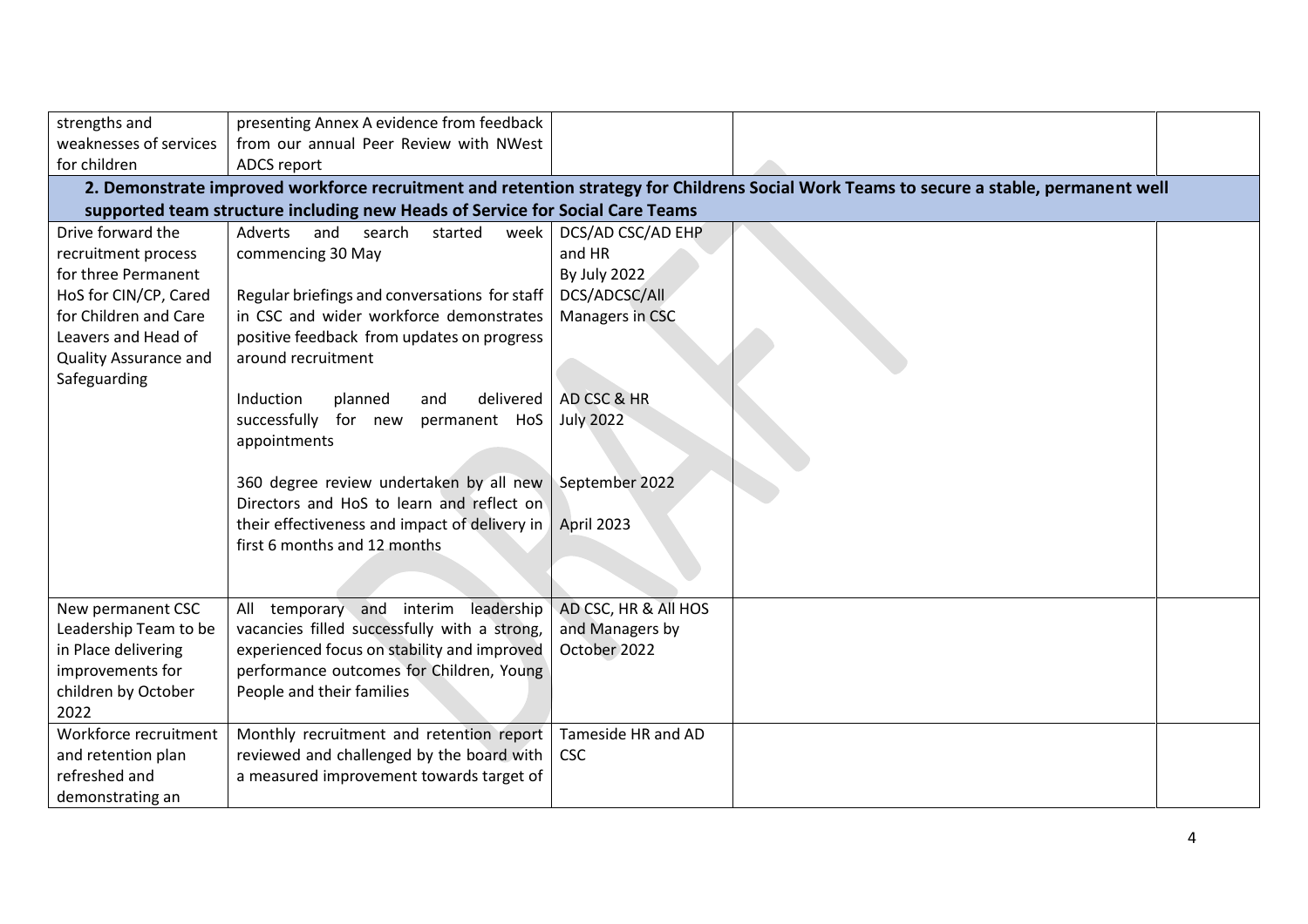| | | | | |
|---|---|---|---|---|
| strengths and weaknesses of services for children | presenting Annex A evidence from feedback from our annual Peer Review with NWest ADCS report | | | |
| **2. Demonstrate improved workforce recruitment and retention strategy for Childrens Social Work Teams to secure a stable, permanent well supported team structure including new Heads of Service for Social Care Teams** | | | | |
| Drive forward the recruitment process for three Permanent HoS for CIN/CP, Cared for Children and Care Leavers and Head of Quality Assurance and Safeguarding | Adverts and search started week commencing 30 May<br><br>Regular briefings and conversations for staff in CSC and wider workforce demonstrates positive feedback from updates on progress around recruitment<br><br>Induction planned and delivered successfully for new permanent HoS appointments<br><br>360 degree review undertaken by all new Directors and HoS to learn and reflect on their effectiveness and impact of delivery in first 6 months and 12 months | DCS/AD CSC/AD EHP and HR<br>By July 2022<br>DCS/ADCSC/All Managers in CSC<br><br>AD CSC & HR<br>July 2022<br><br>September 2022<br><br>April 2023 | | |
| New permanent CSC Leadership Team to be in Place delivering improvements for children by October 2022 | All temporary and interim leadership vacancies filled successfully with a strong, experienced focus on stability and improved performance outcomes for Children, Young People and their families | AD CSC, HR & All HOS and Managers by October 2022 | | |
| Workforce recruitment and retention plan refreshed and demonstrating an | Monthly recruitment and retention report reviewed and challenged by the board with a measured improvement towards target of | Tameside HR and AD CSC | | |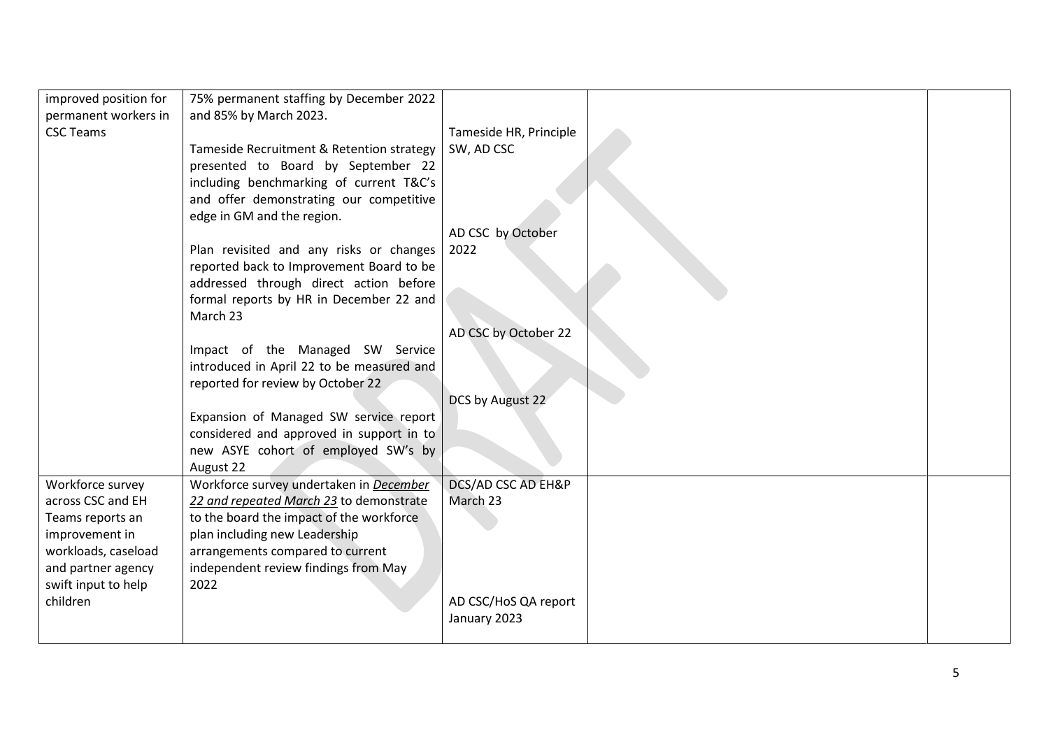| | | | | |
|---|---|---|---|---|
| improved position for permanent workers in CSC Teams | 75% permanent staffing by December 2022 and 85% by March 2023.<br><br>Tameside Recruitment & Retention strategy presented to Board by September 22 including benchmarking of current T&C's and offer demonstrating our competitive edge in GM and the region.<br><br>Plan revisited and any risks or changes reported back to Improvement Board to be addressed through direct action before formal reports by HR in December 22 and March 23<br><br>Impact of the Managed SW Service introduced in April 22 to be measured and reported for review by October 22<br><br>Expansion of Managed SW service report considered and approved in support in to new ASYE cohort of employed SW's by August 22 | Tameside HR, Principle SW, AD CSC<br><br>AD CSC by October 2022<br><br>AD CSC by October 22<br><br>DCS by August 22 | | |
| Workforce survey across CSC and EH Teams reports an improvement in workloads, caseload and partner agency swift input to help children | Workforce survey undertaken in *December 22 and repeated March 23* to demonstrate to the board the impact of the workforce plan including new Leadership arrangements compared to current independent review findings from May 2022 | DCS/AD CSC AD EH&P March 23<br><br>AD CSC/HoS QA report January 2023 | | |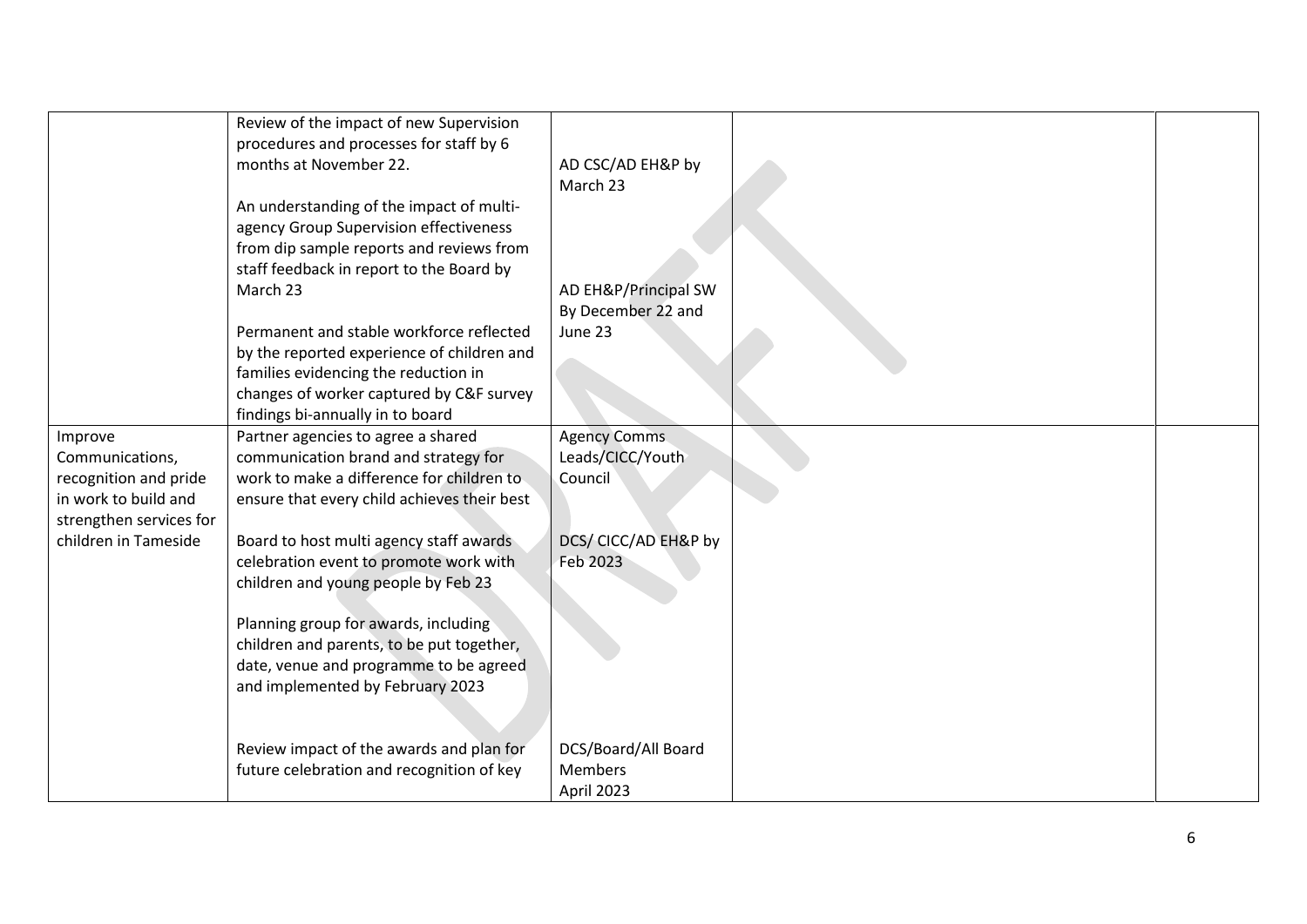| | | | | |
|---|---|---|---|---|
| | Review of the impact of new Supervision procedures and processes for staff by 6 months at November 22.<br><br>An understanding of the impact of multi-agency Group Supervision effectiveness from dip sample reports and reviews from staff feedback in report to the Board by March 23<br><br>Permanent and stable workforce reflected by the reported experience of children and families evidencing the reduction in changes of worker captured by C&F survey findings bi-annually in to board | AD CSC/AD EH&P by March 23<br><br>AD EH&P/Principal SW By December 22 and June 23 | | |
| Improve Communications, recognition and pride in work to build and strengthen services for children in Tameside | Partner agencies to agree a shared communication brand and strategy for work to make a difference for children to ensure that every child achieves their best<br><br>Board to host multi agency staff awards celebration event to promote work with children and young people by Feb 23<br><br>Planning group for awards, including children and parents, to be put together, date, venue and programme to be agreed and implemented by February 2023<br><br>Review impact of the awards and plan for future celebration and recognition of key | Agency Comms Leads/CICC/Youth Council<br><br>DCS/ CICC/AD EH&P by Feb 2023<br><br>DCS/Board/All Board Members April 2023 | | |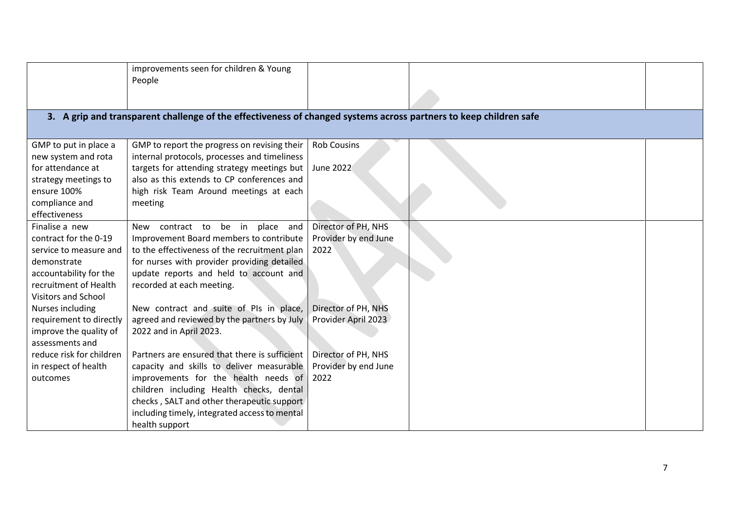| | improvements seen for children & Young People | | | |
|---|---|---|---|---|

**3. A grip and transparent challenge of the effectiveness of changed systems across partners to keep children safe**

| | | | | |
|---|---|---|---|---|
| GMP to put in place a new system and rota for attendance at strategy meetings to ensure 100% compliance and effectiveness | GMP to report the progress on revising their internal protocols, processes and timeliness targets for attending strategy meetings but also as this extends to CP conferences and high risk Team Around meetings at each meeting | Rob Cousins<br><br>June 2022 | | |
| Finalise a new contract for the 0-19 service to measure and demonstrate accountability for the recruitment of Health Visitors and School Nurses including requirement to directly improve the quality of assessments and reduce risk for children in respect of health outcomes | New contract to be in place and Improvement Board members to contribute to the effectiveness of the recruitment plan for nurses with provider providing detailed update reports and held to account and recorded at each meeting.<br><br>New contract and suite of PIs in place, agreed and reviewed by the partners by July 2022 and in April 2023.<br><br>Partners are ensured that there is sufficient capacity and skills to deliver measurable improvements for the health needs of children including Health checks, dental checks , SALT and other therapeutic support including timely, integrated access to mental health support | Director of PH, NHS Provider by end June 2022<br><br>Director of PH, NHS Provider April 2023<br><br>Director of PH, NHS Provider by end June 2022 | | |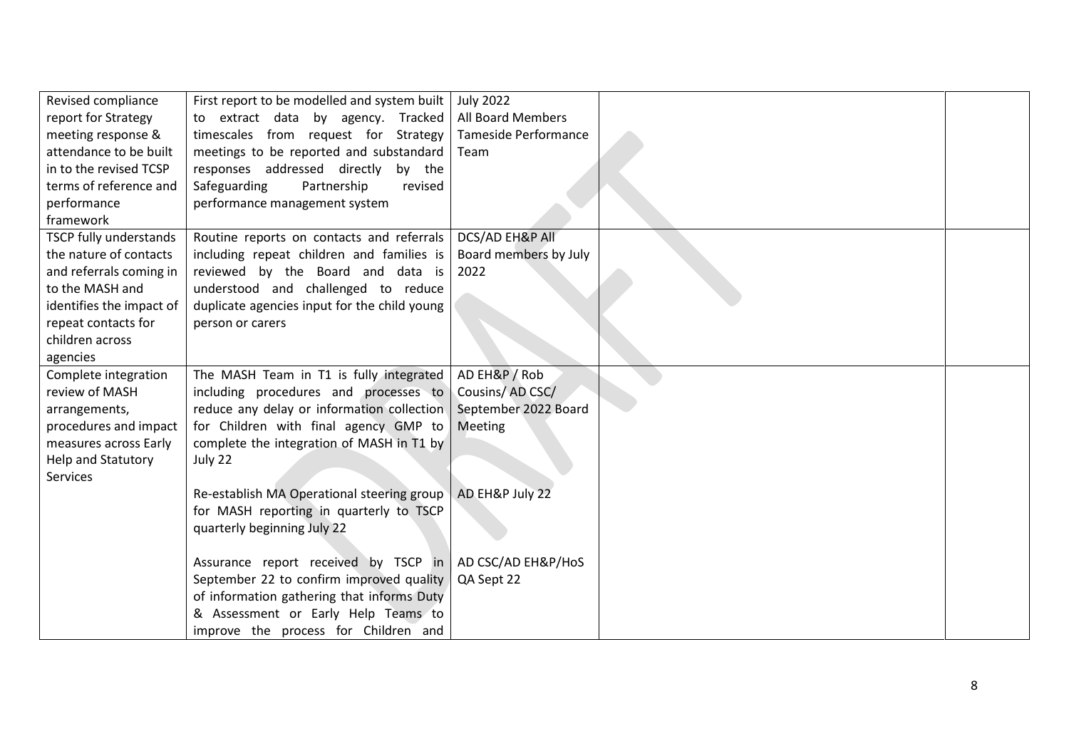| | | | | |
|---|---|---|---|---|
| Revised compliance report for Strategy meeting response & attendance to be built in to the revised TCSP terms of reference and performance framework | First report to be modelled and system built to extract data by agency. Tracked timescales from request for Strategy meetings to be reported and substandard responses addressed directly by the Safeguarding Partnership revised performance management system | July 2022<br>All Board Members<br>Tameside Performance Team | | |
| TSCP fully understands the nature of contacts and referrals coming in to the MASH and identifies the impact of repeat contacts for children across agencies | Routine reports on contacts and referrals including repeat children and families is reviewed by the Board and data is understood and challenged to reduce duplicate agencies input for the child young person or carers | DCS/AD EH&P All Board members by July 2022 | | |
| Complete integration review of MASH arrangements, procedures and impact measures across Early Help and Statutory Services | The MASH Team in T1 is fully integrated including procedures and processes to reduce any delay or information collection for Children with final agency GMP to complete the integration of MASH in T1 by July 22<br><br>Re-establish MA Operational steering group for MASH reporting in quarterly to TSCP quarterly beginning July 22<br><br>Assurance report received by TSCP in September 22 to confirm improved quality of information gathering that informs Duty & Assessment or Early Help Teams to improve the process for Children and | AD EH&P / Rob Cousins/ AD CSC/ September 2022 Board Meeting<br><br>AD EH&P July 22<br><br>AD CSC/AD EH&P/HoS QA Sept 22 | | |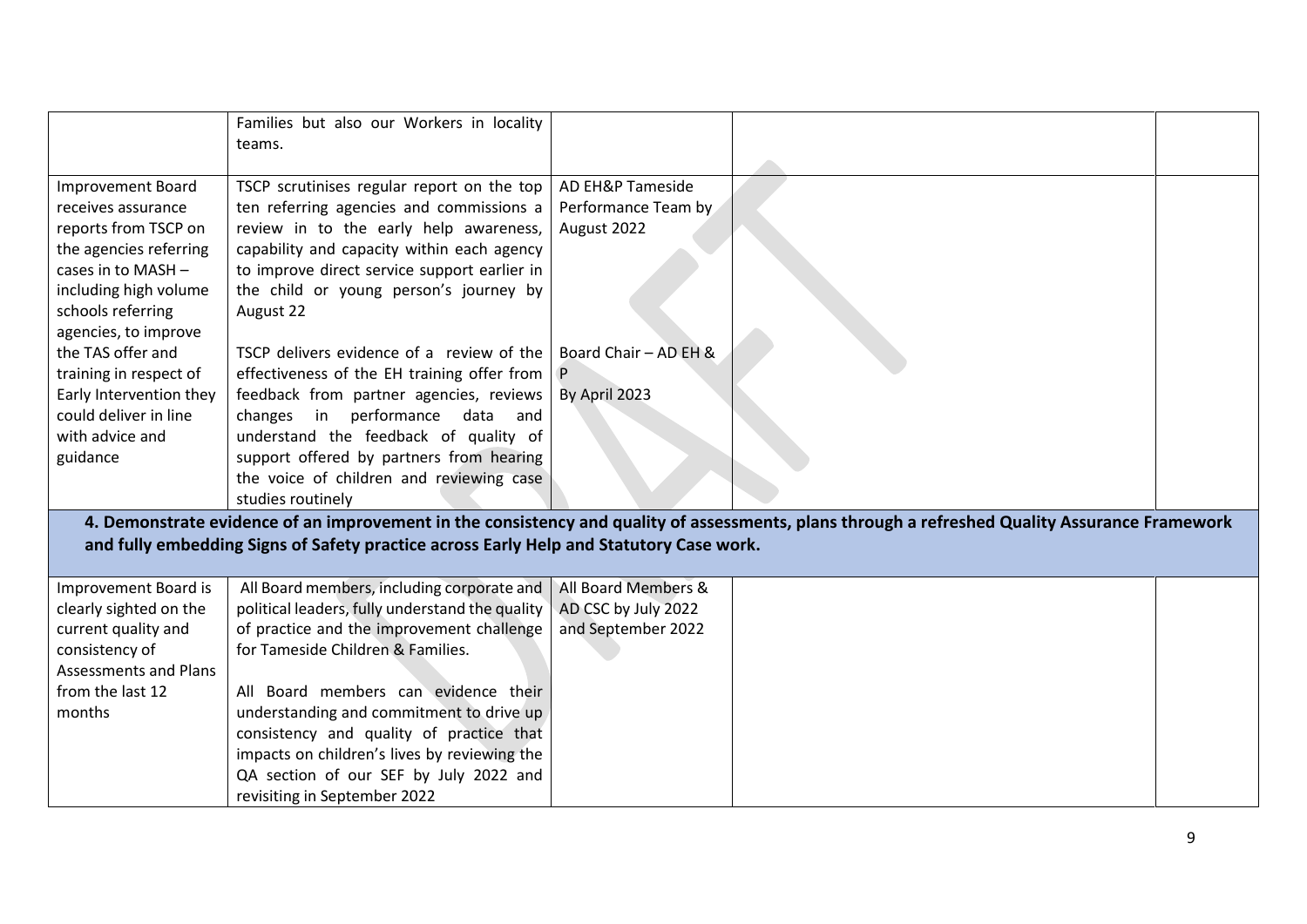| | | | | |
|---|---|---|---|---|
| | Families but also our Workers in locality teams. | | | |
| Improvement Board receives assurance reports from TSCP on the agencies referring cases in to MASH – including high volume schools referring agencies, to improve the TAS offer and training in respect of Early Intervention they could deliver in line with advice and guidance | TSCP scrutinises regular report on the top ten referring agencies and commissions a review in to the early help awareness, capability and capacity within each agency to improve direct service support earlier in the child or young person's journey by August 22<br><br>TSCP delivers evidence of a review of the effectiveness of the EH training offer from feedback from partner agencies, reviews changes in performance data and understand the feedback of quality of support offered by partners from hearing the voice of children and reviewing case studies routinely | AD EH&P Tameside Performance Team by August 2022<br><br>Board Chair – AD EH & P<br>By April 2023 | | |
| **4. Demonstrate evidence of an improvement in the consistency and quality of assessments, plans through a refreshed Quality Assurance Framework and fully embedding Signs of Safety practice across Early Help and Statutory Case work.** | | | | |
| Improvement Board is clearly sighted on the current quality and consistency of Assessments and Plans from the last 12 months | All Board members, including corporate and political leaders, fully understand the quality of practice and the improvement challenge for Tameside Children & Families.<br><br>All Board members can evidence their understanding and commitment to drive up consistency and quality of practice that impacts on children's lives by reviewing the QA section of our SEF by July 2022 and revisiting in September 2022 | All Board Members & AD CSC by July 2022 and September 2022 | | |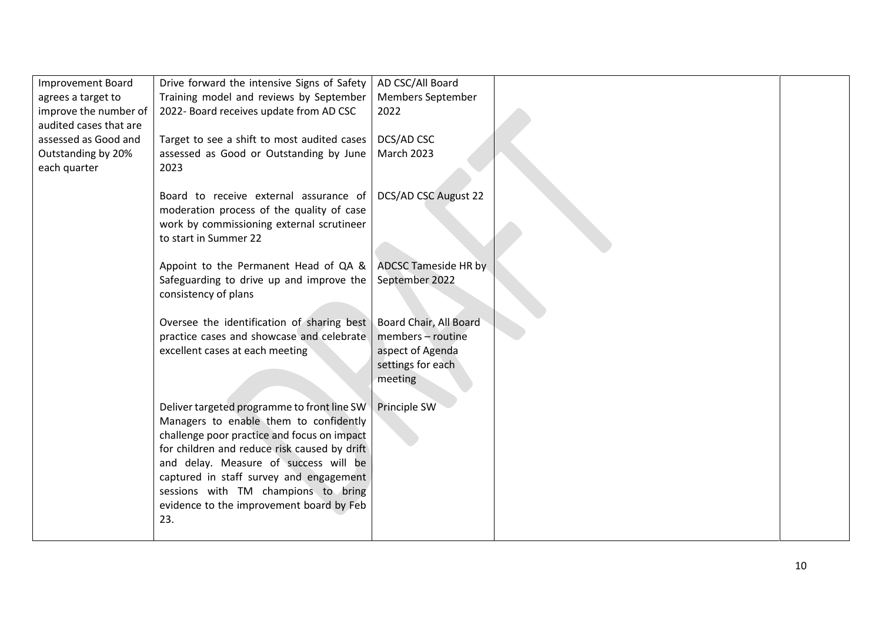| | | | | |
|---|---|---|---|---|
| Improvement Board agrees a target to improve the number of audited cases that are assessed as Good and Outstanding by 20% each quarter | Drive forward the intensive Signs of Safety Training model and reviews by September 2022- Board receives update from AD CSC<br><br>Target to see a shift to most audited cases assessed as Good or Outstanding by June 2023<br><br>Board to receive external assurance of moderation process of the quality of case work by commissioning external scrutineer to start in Summer 22<br><br>Appoint to the Permanent Head of QA & Safeguarding to drive up and improve the consistency of plans<br><br>Oversee the identification of sharing best practice cases and showcase and celebrate excellent cases at each meeting<br><br>Deliver targeted programme to front line SW Managers to enable them to confidently challenge poor practice and focus on impact for children and reduce risk caused by drift and delay. Measure of success will be captured in staff survey and engagement sessions with TM champions to bring evidence to the improvement board by Feb 23. | AD CSC/All Board Members September 2022<br><br>DCS/AD CSC March 2023<br><br>DCS/AD CSC August 22<br><br>ADCSC Tameside HR by September 2022<br><br>Board Chair, All Board members – routine aspect of Agenda settings for each meeting<br><br>Principle SW | | |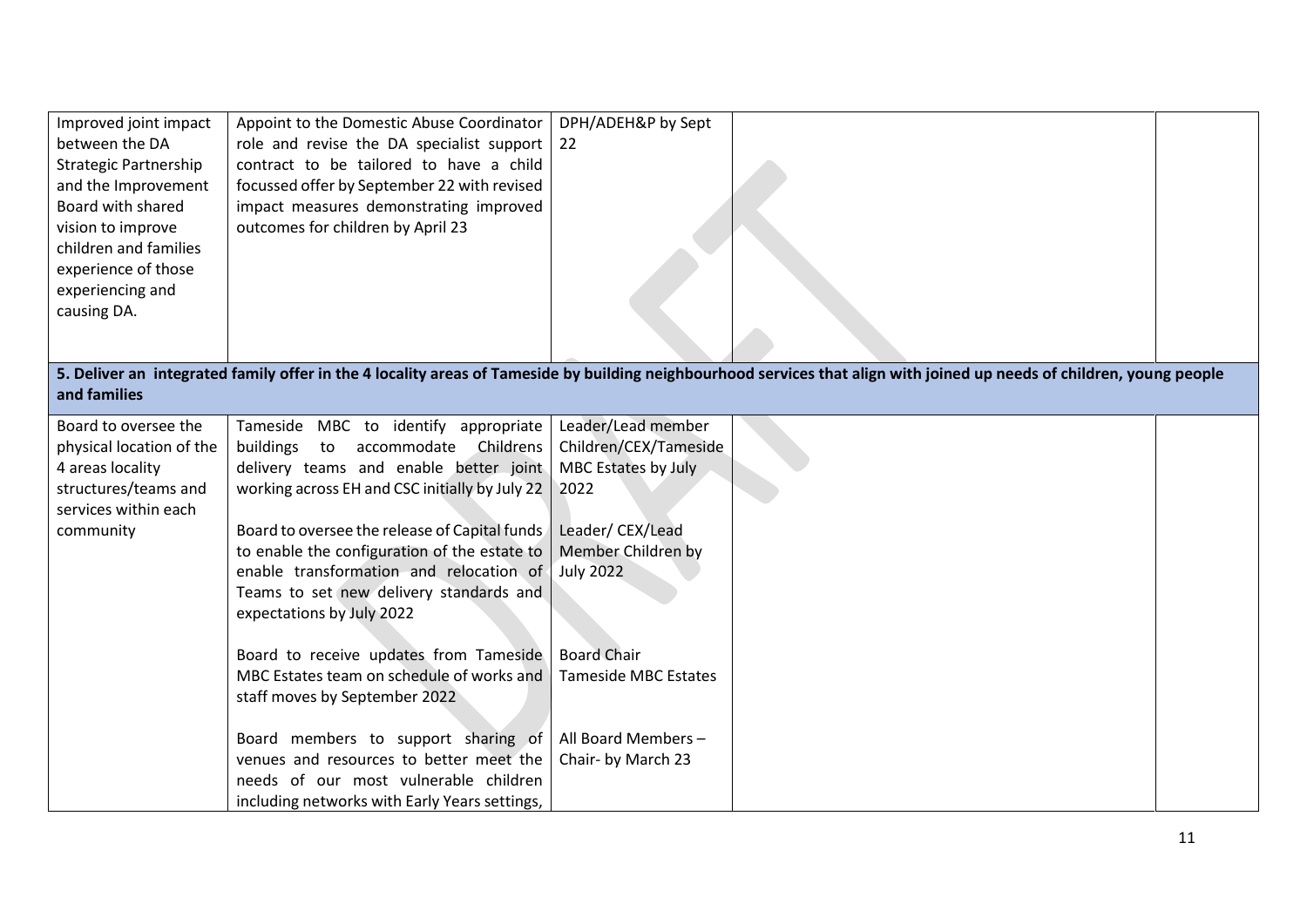| | | | | |
|---|---|---|---|---|
| Improved joint impact between the DA Strategic Partnership and the Improvement Board with shared vision to improve children and families experience of those experiencing and causing DA. | Appoint to the Domestic Abuse Coordinator role and revise the DA specialist support contract to be tailored to have a child focussed offer by September 22 with revised impact measures demonstrating improved outcomes for children by April 23 | DPH/ADEH&P by Sept 22 | | |
| **5. Deliver an integrated family offer in the 4 locality areas of Tameside by building neighbourhood services that align with joined up needs of children, young people and families** | | | | |
| Board to oversee the physical location of the 4 areas locality structures/teams and services within each community | Tameside MBC to identify appropriate buildings to accommodate Childrens delivery teams and enable better joint working across EH and CSC initially by July 22<br><br>Board to oversee the release of Capital funds to enable the configuration of the estate to enable transformation and relocation of Teams to set new delivery standards and expectations by July 2022<br><br>Board to receive updates from Tameside MBC Estates team on schedule of works and staff moves by September 2022<br><br>Board members to support sharing of venues and resources to better meet the needs of our most vulnerable children including networks with Early Years settings, | Leader/Lead member Children/CEX/Tameside MBC Estates by July 2022<br><br>Leader/ CEX/Lead Member Children by July 2022<br><br>Board Chair Tameside MBC Estates<br><br>All Board Members – Chair- by March 23 | | |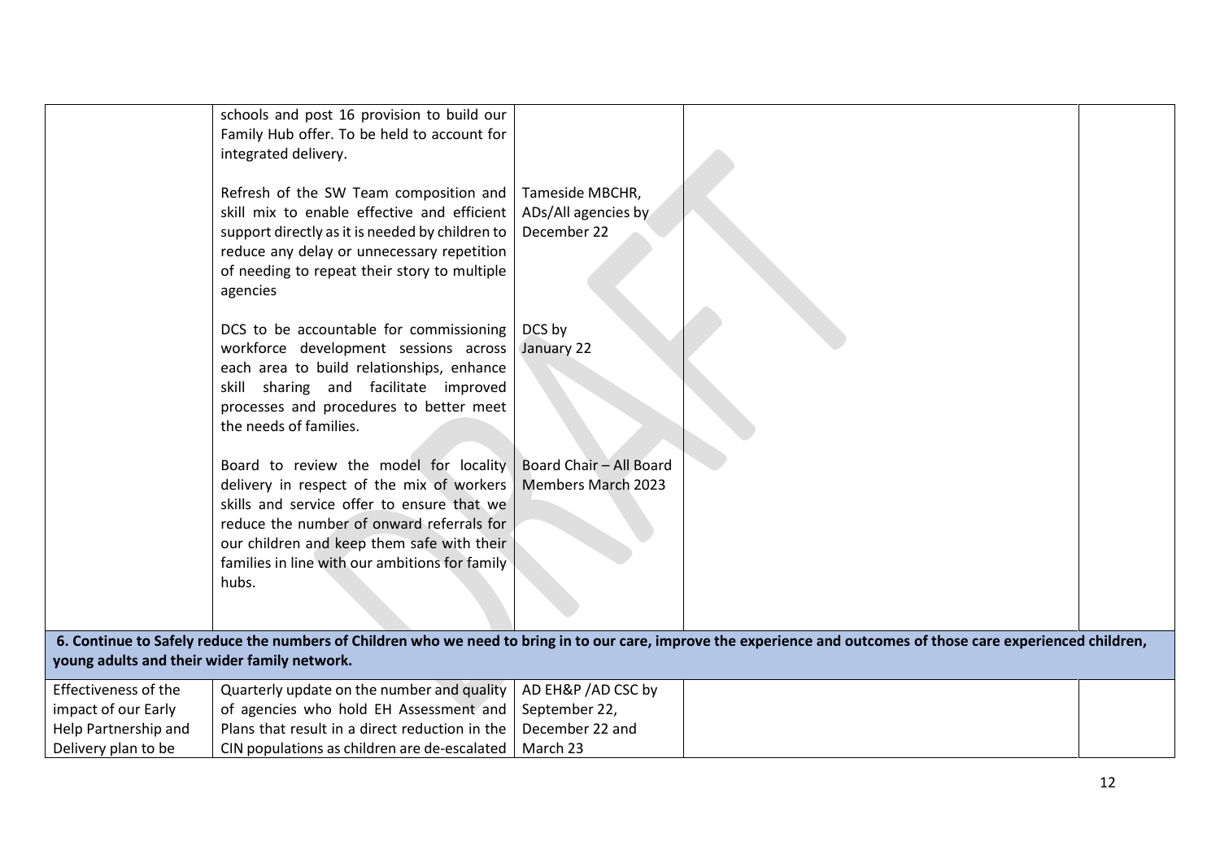| | | | | |
|---|---|---|---|---|
| | schools and post 16 provision to build our Family Hub offer. To be held to account for integrated delivery.<br><br>Refresh of the SW Team composition and skill mix to enable effective and efficient support directly as it is needed by children to reduce any delay or unnecessary repetition of needing to repeat their story to multiple agencies<br><br>DCS to be accountable for commissioning workforce development sessions across each area to build relationships, enhance skill sharing and facilitate improved processes and procedures to better meet the needs of families.<br><br>Board to review the model for locality delivery in respect of the mix of workers skills and service offer to ensure that we reduce the number of onward referrals for our children and keep them safe with their families in line with our ambitions for family hubs. | Tameside MBCHR, ADs/All agencies by December 22<br><br>DCS by January 22<br><br>Board Chair – All Board Members March 2023 | | |
| **6. Continue to Safely reduce the numbers of Children who we need to bring in to our care, improve the experience and outcomes of those care experienced children, young adults and their wider family network.** | | | | |
| Effectiveness of the impact of our Early Help Partnership and Delivery plan to be | Quarterly update on the number and quality of agencies who hold EH Assessment and Plans that result in a direct reduction in the CIN populations as children are de-escalated | AD EH&P /AD CSC by September 22, December 22 and March 23 | | |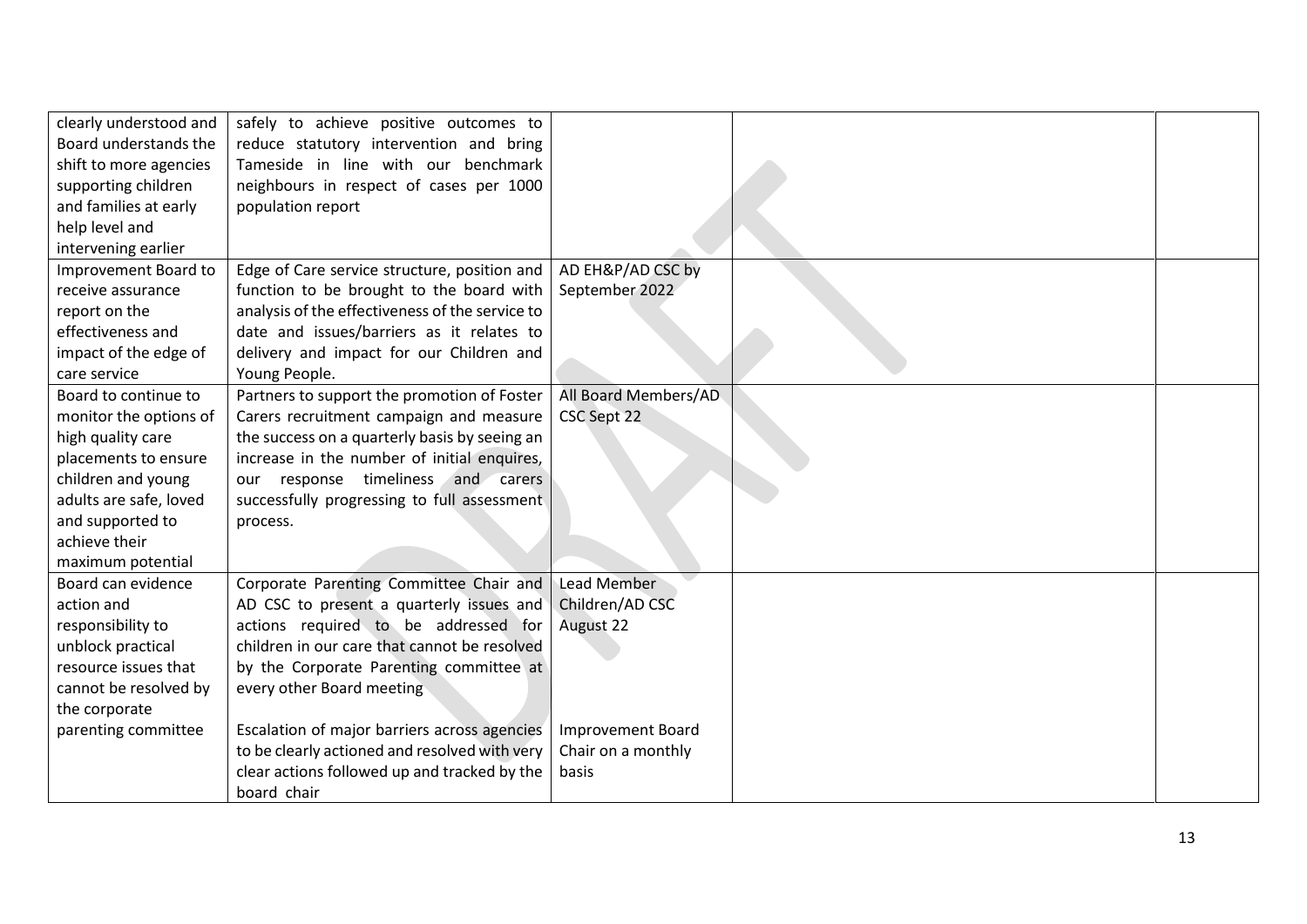| | | | | |
|---|---|---|---|---|
| clearly understood and Board understands the shift to more agencies supporting children and families at early help level and intervening earlier | safely to achieve positive outcomes to reduce statutory intervention and bring Tameside in line with our benchmark neighbours in respect of cases per 1000 population report | | | |
| Improvement Board to receive assurance report on the effectiveness and impact of the edge of care service | Edge of Care service structure, position and function to be brought to the board with analysis of the effectiveness of the service to date and issues/barriers as it relates to delivery and impact for our Children and Young People. | AD EH&P/AD CSC by September 2022 | | |
| Board to continue to monitor the options of high quality care placements to ensure children and young adults are safe, loved and supported to achieve their maximum potential | Partners to support the promotion of Foster Carers recruitment campaign and measure the success on a quarterly basis by seeing an increase in the number of initial enquires, our response timeliness and carers successfully progressing to full assessment process. | All Board Members/AD CSC Sept 22 | | |
| Board can evidence action and responsibility to unblock practical resource issues that cannot be resolved by the corporate parenting committee | Corporate Parenting Committee Chair and AD CSC to present a quarterly issues and actions required to be addressed for children in our care that cannot be resolved by the Corporate Parenting committee at every other Board meeting<br><br>Escalation of major barriers across agencies to be clearly actioned and resolved with very clear actions followed up and tracked by the board chair | Lead Member Children/AD CSC August 22<br><br>Improvement Board Chair on a monthly basis | | |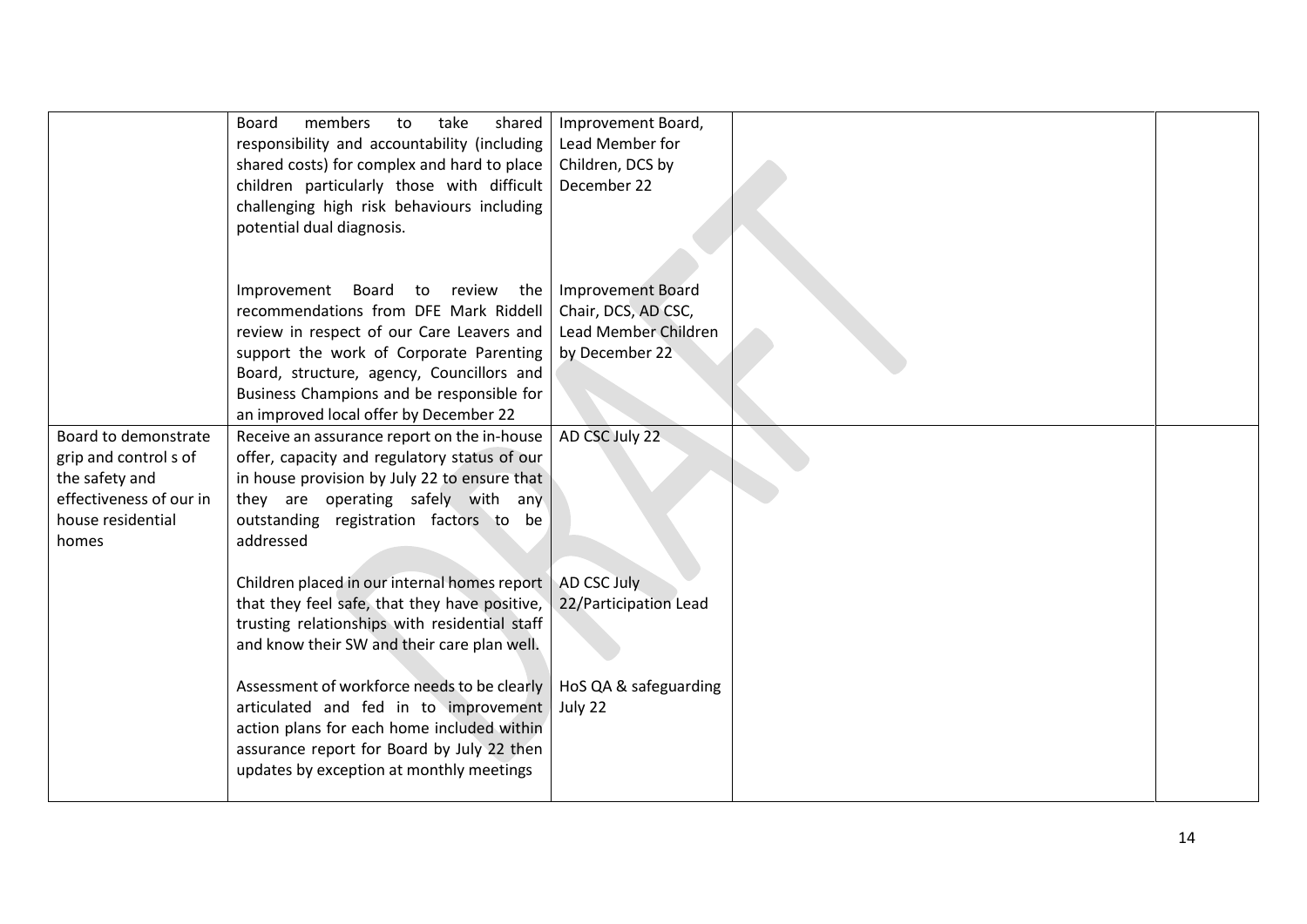| | | | | |
|---|---|---|---|---|
| | Board members to take shared responsibility and accountability (including shared costs) for complex and hard to place children particularly those with difficult challenging high risk behaviours including potential dual diagnosis.<br><br>Improvement Board to review the recommendations from DFE Mark Riddell review in respect of our Care Leavers and support the work of Corporate Parenting Board, structure, agency, Councillors and Business Champions and be responsible for an improved local offer by December 22 | Improvement Board, Lead Member for Children, DCS by December 22<br><br>Improvement Board Chair, DCS, AD CSC, Lead Member Children by December 22 | | |
| Board to demonstrate grip and control s of the safety and effectiveness of our in house residential homes | Receive an assurance report on the in-house offer, capacity and regulatory status of our in house provision by July 22 to ensure that they are operating safely with any outstanding registration factors to be addressed<br><br>Children placed in our internal homes report that they feel safe, that they have positive, trusting relationships with residential staff and know their SW and their care plan well.<br><br>Assessment of workforce needs to be clearly articulated and fed in to improvement action plans for each home included within assurance report for Board by July 22 then updates by exception at monthly meetings | AD CSC July 22<br><br>AD CSC July 22/Participation Lead<br><br>HoS QA & safeguarding July 22 | | |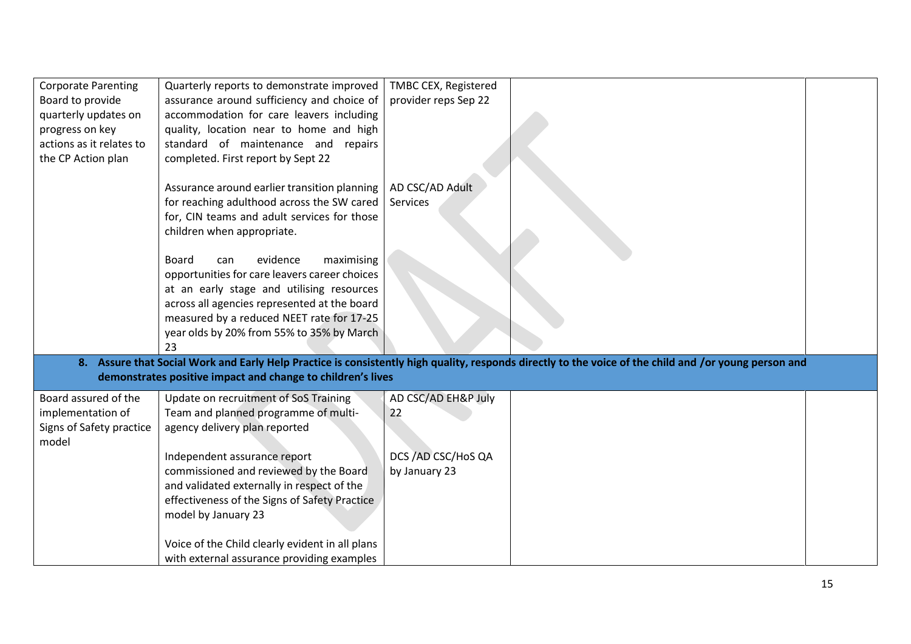| | | | | |
|---|---|---|---|---|
| Corporate Parenting Board to provide quarterly updates on progress on key actions as it relates to the CP Action plan | Quarterly reports to demonstrate improved assurance around sufficiency and choice of accommodation for care leavers including quality, location near to home and high standard of maintenance and repairs completed. First report by Sept 22<br><br>Assurance around earlier transition planning for reaching adulthood across the SW cared for, CIN teams and adult services for those children when appropriate.<br><br>Board can evidence maximising opportunities for care leavers career choices at an early stage and utilising resources across all agencies represented at the board measured by a reduced NEET rate for 17-25 year olds by 20% from 55% to 35% by March 23 | TMBC CEX, Registered provider reps Sep 22<br><br>AD CSC/AD Adult Services | | |
| **8. Assure that Social Work and Early Help Practice is consistently high quality, responds directly to the voice of the child and /or young person and demonstrates positive impact and change to children's lives** | | | | |
| Board assured of the implementation of Signs of Safety practice model | Update on recruitment of SoS Training Team and planned programme of multi-agency delivery plan reported<br><br>Independent assurance report commissioned and reviewed by the Board and validated externally in respect of the effectiveness of the Signs of Safety Practice model by January 23<br><br>Voice of the Child clearly evident in all plans with external assurance providing examples | AD CSC/AD EH&P July 22<br><br>DCS /AD CSC/HoS QA by January 23 | | |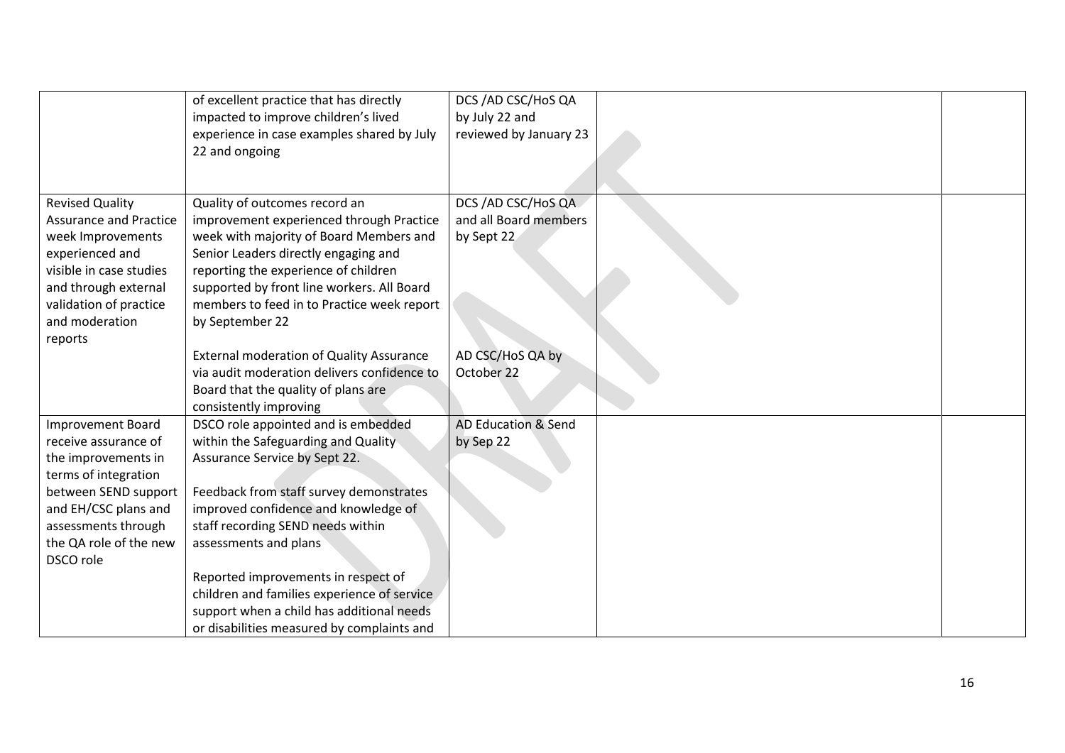| | | | | |
|---|---|---|---|---|
| | of excellent practice that has directly impacted to improve children's lived experience in case examples shared by July 22 and ongoing | DCS /AD CSC/HoS QA by July 22 and reviewed by January 23 | | |
| Revised Quality Assurance and Practice week Improvements experienced and visible in case studies and through external validation of practice and moderation reports | Quality of outcomes record an improvement experienced through Practice week with majority of Board Members and Senior Leaders directly engaging and reporting the experience of children supported by front line workers. All Board members to feed in to Practice week report by September 22<br><br>External moderation of Quality Assurance via audit moderation delivers confidence to Board that the quality of plans are consistently improving | DCS /AD CSC/HoS QA and all Board members by Sept 22<br><br><br><br><br><br>AD CSC/HoS QA by October 22 | | |
| Improvement Board receive assurance of the improvements in terms of integration between SEND support and EH/CSC plans and assessments through the QA role of the new DSCO role | DSCO role appointed and is embedded within the Safeguarding and Quality Assurance Service by Sept 22.<br><br>Feedback from staff survey demonstrates improved confidence and knowledge of staff recording SEND needs within assessments and plans<br><br>Reported improvements in respect of children and families experience of service support when a child has additional needs or disabilities measured by complaints and | AD Education & Send by Sep 22 | | |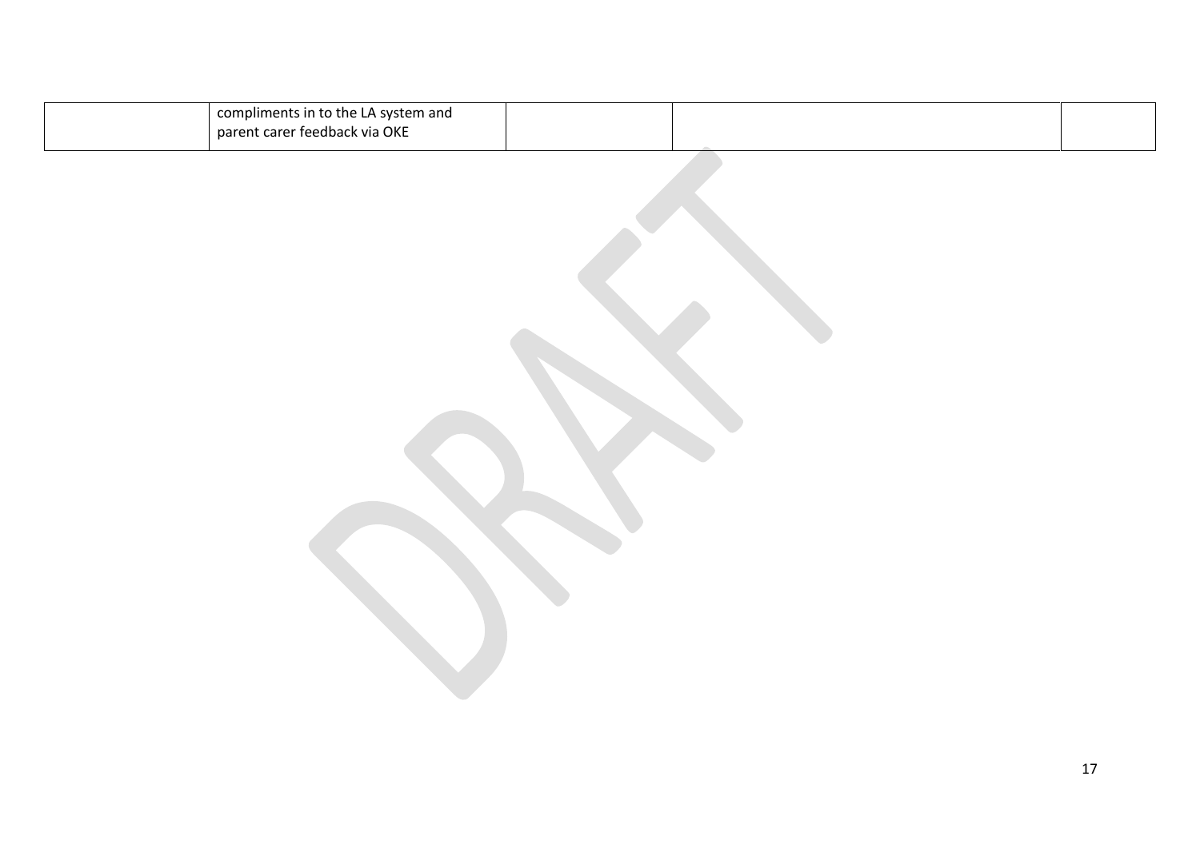| | | | | |
|---|---|---|---|---|
| | compliments in to the LA system and parent carer feedback via OKE | | | |